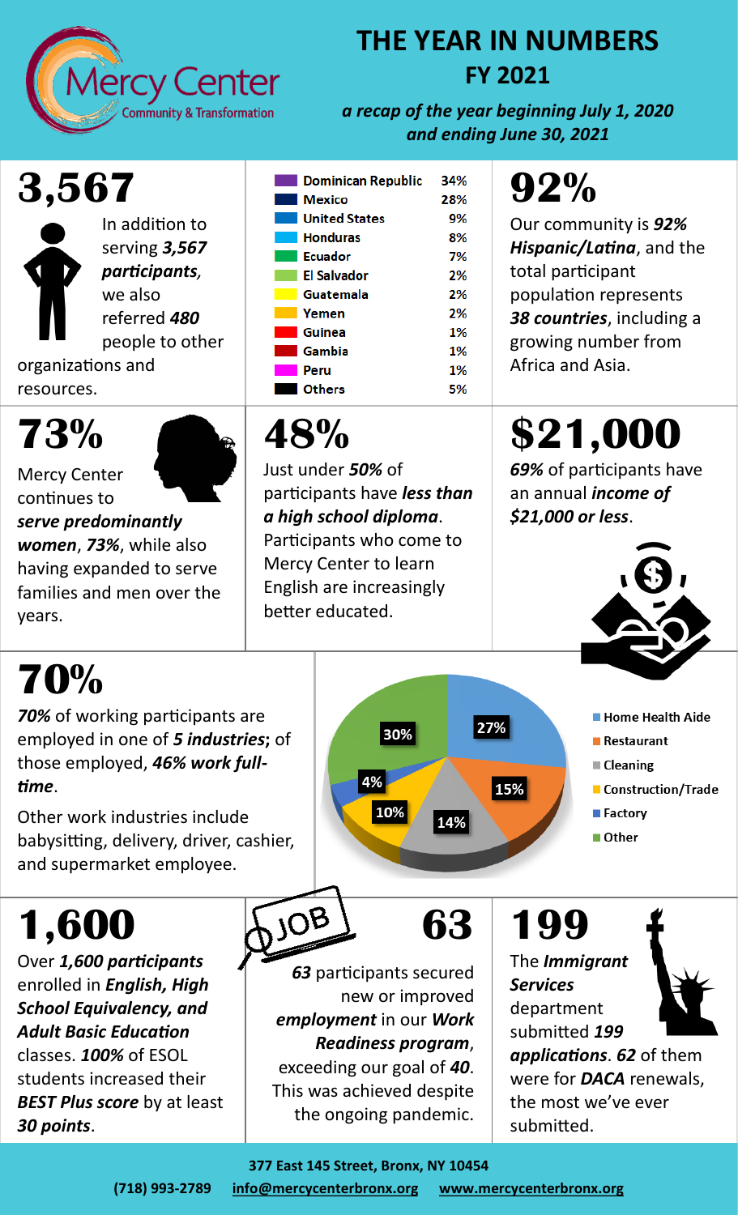Mercy Center
Community & Transformation

# THE YEAR IN NUMBERS
## FY 2021

***a recap of the year beginning July 1, 2020 and ending June 30, 2021***

## 3,567

In addition to serving ***3,567 participants***, we also referred ***480*** people to other organizations and resources.

| Country | Percentage |
|---|---|
| Dominican Republic | 34% |
| Mexico | 28% |
| United States | 9% |
| Honduras | 8% |
| Ecuador | 7% |
| El Salvador | 2% |
| Guatemala | 2% |
| Yemen | 2% |
| Guinea | 1% |
| Gambia | 1% |
| Peru | 1% |
| Others | 5% |

## 92%

Our community is ***92% Hispanic/Latina***, and the total participant population represents ***38 countries***, including a growing number from Africa and Asia.

## 73%

Mercy Center continues to ***serve predominantly women***, ***73%***, while also having expanded to serve families and men over the years.

## 48%

Just under ***50%*** of participants have ***less than a high school diploma***. Participants who come to Mercy Center to learn English are increasingly better educated.

## $21,000

***69%*** of participants have an annual ***income of $21,000 or less***.

## 70%

***70%*** of working participants are employed in one of ***5 industries***; of those employed, ***46% work full-time***.

Other work industries include babysitting, delivery, driver, cashier, and supermarket employee.

| Industry | Percentage |
|---|---|
| Home Health Aide | 27% |
| Restaurant | 15% |
| Cleaning | 14% |
| Construction/Trade | 10% |
| Factory | 4% |
| Other | 30% |

## 1,600

Over ***1,600 participants*** enrolled in ***English, High School Equivalency, and Adult Basic Education*** classes. ***100%*** of ESOL students increased their ***BEST Plus score*** by at least ***30 points***.

## 63

***63*** participants secured new or improved ***employment*** in our ***Work Readiness program***, exceeding our goal of ***40***. This was achieved despite the ongoing pandemic.

## 199

The ***Immigrant Services*** department submitted ***199 applications***. ***62*** of them were for ***DACA*** renewals, the most we've ever submitted.

**377 East 145 Street, Bronx, NY 10454**

**(718) 993-2789** **info@mercycenterbronx.org** **www.mercycenterbronx.org**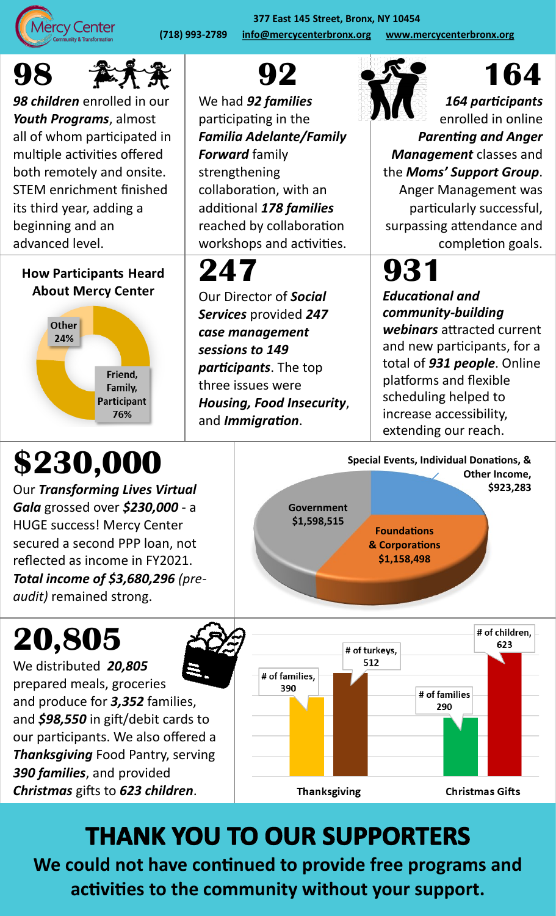Mercy Center
Community & Transformation

**377 East 145 Street, Bronx, NY 10454**
**(718) 993-2789** **info@mercycenterbronx.org** **www.mercycenterbronx.org**

# 98

***98 children*** enrolled in our ***Youth Programs***, almost all of whom participated in multiple activities offered both remotely and onsite. STEM enrichment finished its third year, adding a beginning and an advanced level.

# 92

We had ***92 families*** participating in the ***Familia Adelante/Family Forward*** family strengthening collaboration, with an additional ***178 families*** reached by collaboration workshops and activities.

# 164

***164 participants*** enrolled in online ***Parenting and Anger Management*** classes and the ***Moms' Support Group***. Anger Management was particularly successful, surpassing attendance and completion goals.

**How Participants Heard About Mercy Center**

Other 24%
Friend, Family, Participant 76%

# 247

Our Director of ***Social Services*** provided ***247 case management sessions to 149 participants***. The top three issues were ***Housing, Food Insecurity***, and ***Immigration***.

# 931

***Educational and community-building webinars*** attracted current and new participants, for a total of ***931 people***. Online platforms and flexible scheduling helped to increase accessibility, extending our reach.

# $230,000

Our ***Transforming Lives Virtual Gala*** grossed over ***$230,000*** - a HUGE success! Mercy Center secured a second PPP loan, not reflected as income in FY2021. ***Total income of $3,680,296*** *(pre-audit)* remained strong.

**Special Events, Individual Donations, & Other Income, $923,283**
**Government $1,598,515**
**Foundations & Corporations $1,158,498**

# 20,805

We distributed ***20,805*** prepared meals, groceries and produce for ***3,352*** families, and ***$98,550*** in gift/debit cards to our participants. We also offered a ***Thanksgiving*** Food Pantry, serving ***390 families***, and provided ***Christmas*** gifts to ***623 children***.

# of families, 390
# of turkeys, 512
# of families 290
# of children, 623
**Thanksgiving**
**Christmas Gifts**

# THANK YOU TO OUR SUPPORTERS

**We could not have continued to provide free programs and activities to the community without your support.**